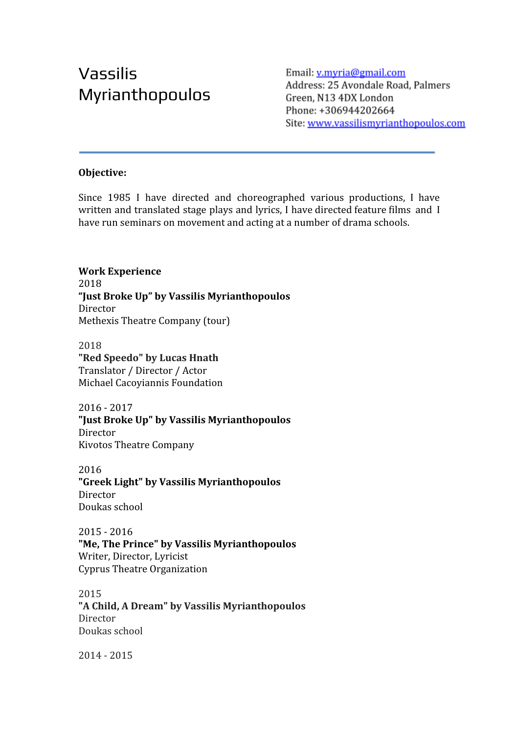# Vassilis Myrianthopoulos

Email: v.myria@gmail.com
Address: 25 Avondale Road, Palmers Green, N13 4DX London
Phone: +306944202664
Site: www.vassilismyrianthopoulos.com

---

**Objective:**

Since 1985 I have directed and choreographed various productions, I have written and translated stage plays and lyrics, I have directed feature films and I have run seminars on movement and acting at a number of drama schools.

**Work Experience**

2018
**“Just Broke Up” by Vassilis Myrianthopoulos**
Director
Methexis Theatre Company (tour)

2018
**"Red Speedo" by Lucas Hnath**
Translator / Director / Actor
Michael Cacoyiannis Foundation

2016 - 2017
**"Just Broke Up" by Vassilis Myrianthopoulos**
Director
Kivotos Theatre Company

2016
**"Greek Light" by Vassilis Myrianthopoulos**
Director
Doukas school

2015 - 2016
**"Me, The Prince" by Vassilis Myrianthopoulos**
Writer, Director, Lyricist
Cyprus Theatre Organization

2015
**"A Child, A Dream" by Vassilis Myrianthopoulos**
Director
Doukas school

2014 - 2015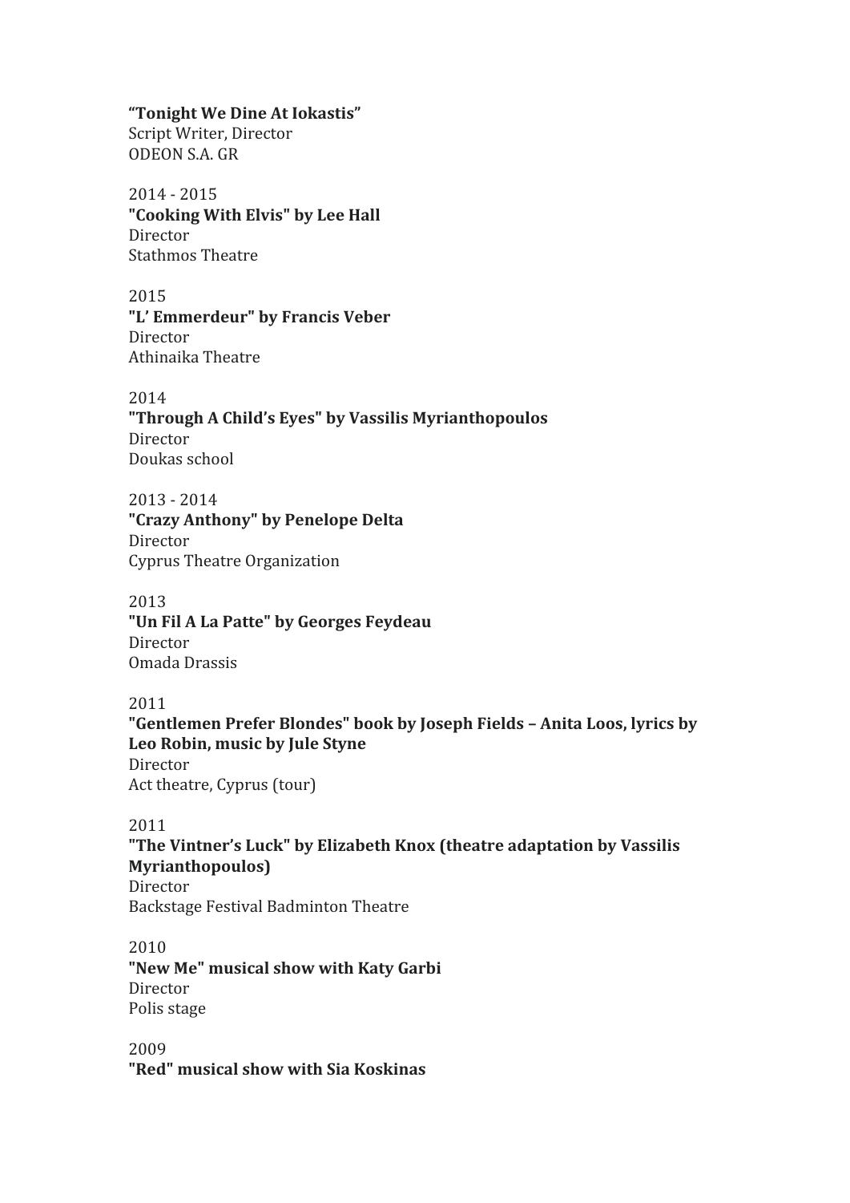**“Tonight We Dine At Iokastis”**
Script Writer, Director
ODEON S.A. GR

2014 - 2015
**"Cooking With Elvis" by Lee Hall**
Director
Stathmos Theatre

2015
**"L’ Emmerdeur" by Francis Veber**
Director
Athinaika Theatre

2014
**"Through A Child’s Eyes" by Vassilis Myrianthopoulos**
Director
Doukas school

2013 - 2014
**"Crazy Anthony" by Penelope Delta**
Director
Cyprus Theatre Organization

2013
**"Un Fil A La Patte" by Georges Feydeau**
Director
Omada Drassis

2011
**"Gentlemen Prefer Blondes" book by Joseph Fields – Anita Loos, lyrics by Leo Robin, music by Jule Styne**
Director
Act theatre, Cyprus (tour)

2011
**"The Vintner’s Luck" by Elizabeth Knox (theatre adaptation by Vassilis Myrianthopoulos)**
Director
Backstage Festival Badminton Theatre

2010
**"New Me" musical show with Katy Garbi**
Director
Polis stage

2009
**"Red" musical show with Sia Koskinas**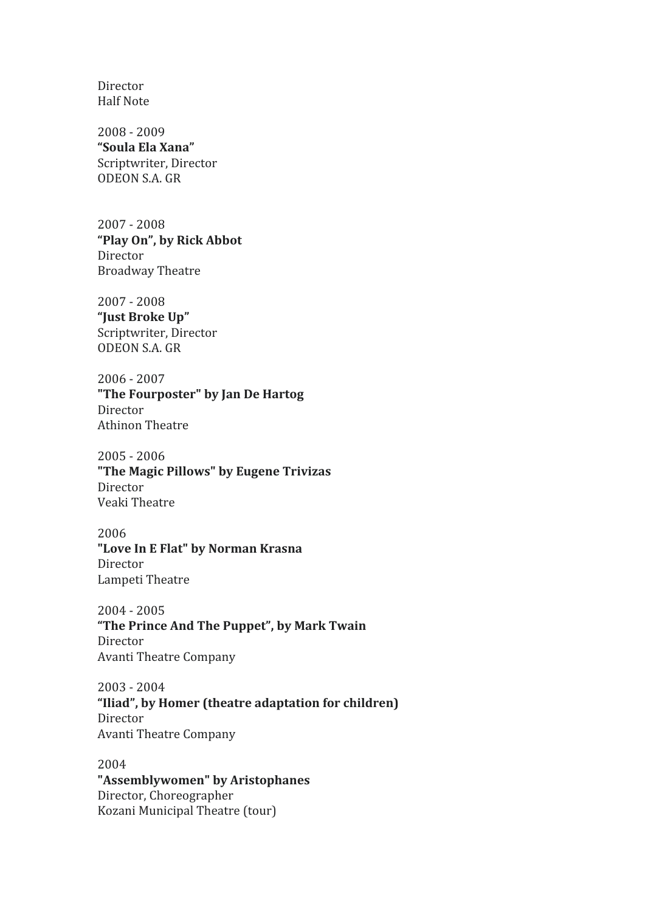Director
Half Note

2008 - 2009
**“Soula Ela Xana”**
Scriptwriter, Director
ODEON S.A. GR

2007 - 2008
**“Play On”, by Rick Abbot**
Director
Broadway Theatre

2007 - 2008
**“Just Broke Up”**
Scriptwriter, Director
ODEON S.A. GR

2006 - 2007
**"The Fourposter" by Jan De Hartog**
Director
Athinon Theatre

2005 - 2006
**"The Magic Pillows" by Eugene Trivizas**
Director
Veaki Theatre

2006
**"Love In E Flat" by Norman Krasna**
Director
Lampeti Theatre

2004 - 2005
**“The Prince And The Puppet”, by Mark Twain**
Director
Avanti Theatre Company

2003 - 2004
**“Iliad”, by Homer (theatre adaptation for children)**
Director
Avanti Theatre Company

2004
**"Assemblywomen" by Aristophanes**
Director, Choreographer
Kozani Municipal Theatre (tour)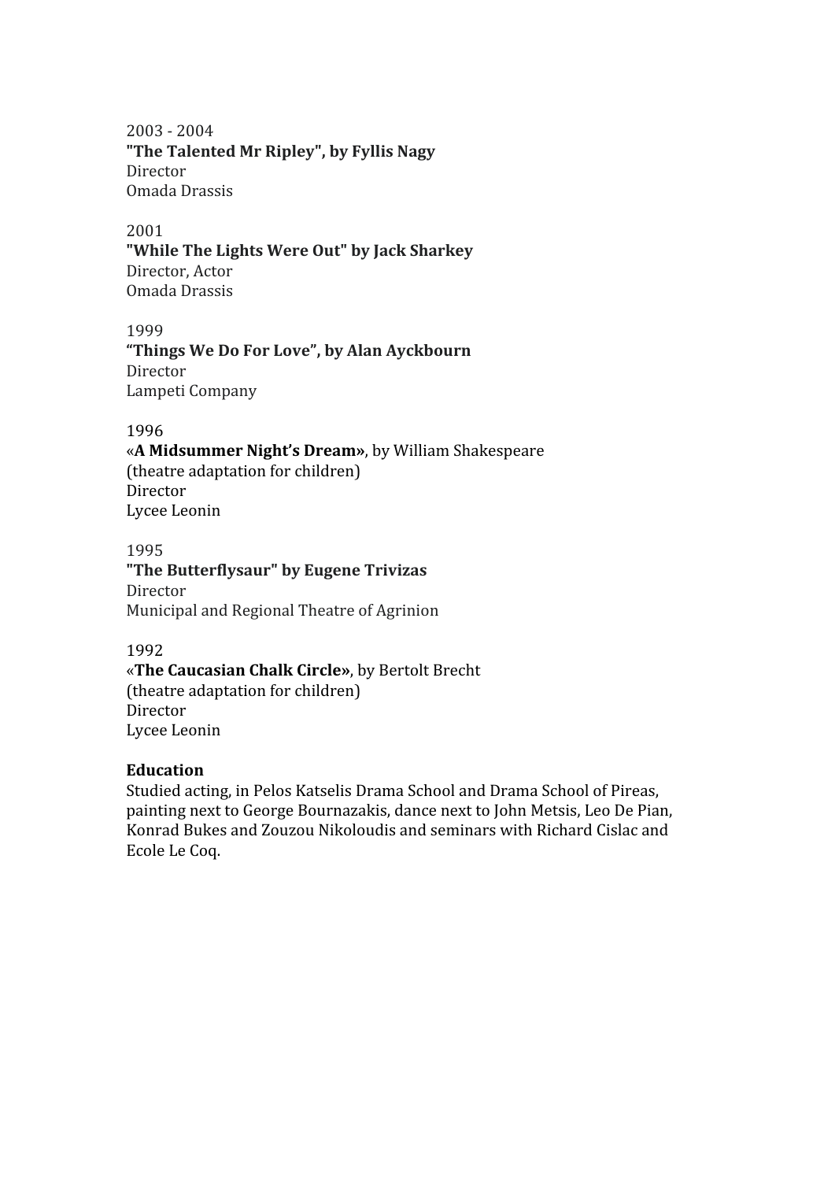2003 - 2004
**"The Talented Mr Ripley", by Fyllis Nagy**
Director
Omada Drassis

2001
**"While The Lights Were Out" by Jack Sharkey**
Director, Actor
Omada Drassis

1999
**“Things We Do For Love”, by Alan Ayckbourn**
Director
Lampeti Company

1996
«**A Midsummer Night’s Dream»**, by William Shakespeare
(theatre adaptation for children)
Director
Lycee Leonin

1995
**"The Butterflysaur" by Eugene Trivizas**
Director
Municipal and Regional Theatre of Agrinion

1992
«**The Caucasian Chalk Circle»**, by Bertolt Brecht
(theatre adaptation for children)
Director
Lycee Leonin

**Education**
Studied acting, in Pelos Katselis Drama School and Drama School of Pireas, painting next to George Bournazakis, dance next to John Metsis, Leo De Pian, Konrad Bukes and Zouzou Nikoloudis and seminars with Richard Cislac and Ecole Le Coq.